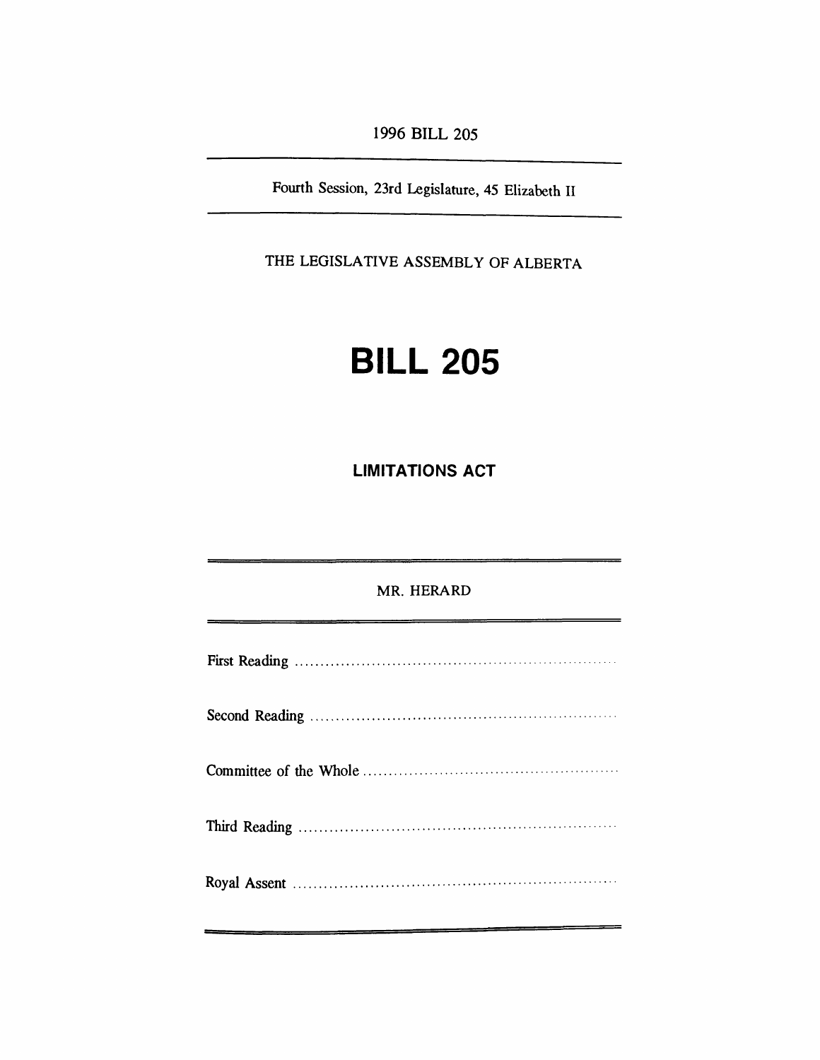1996 BILL 205

Fourth Session, 23rd Legislature, 45 Elizabeth II

THE LEGISLATIVE ASSEMBLY OF ALBERTA

# BILL 205

## LIMITATIONS ACT

MR. HERARD

First Reading ..........................................................

Second Reading ..........................................................

Committee of the Whole ..........................................................

Third Reading ..........................................................

Royal Assent ..........................................................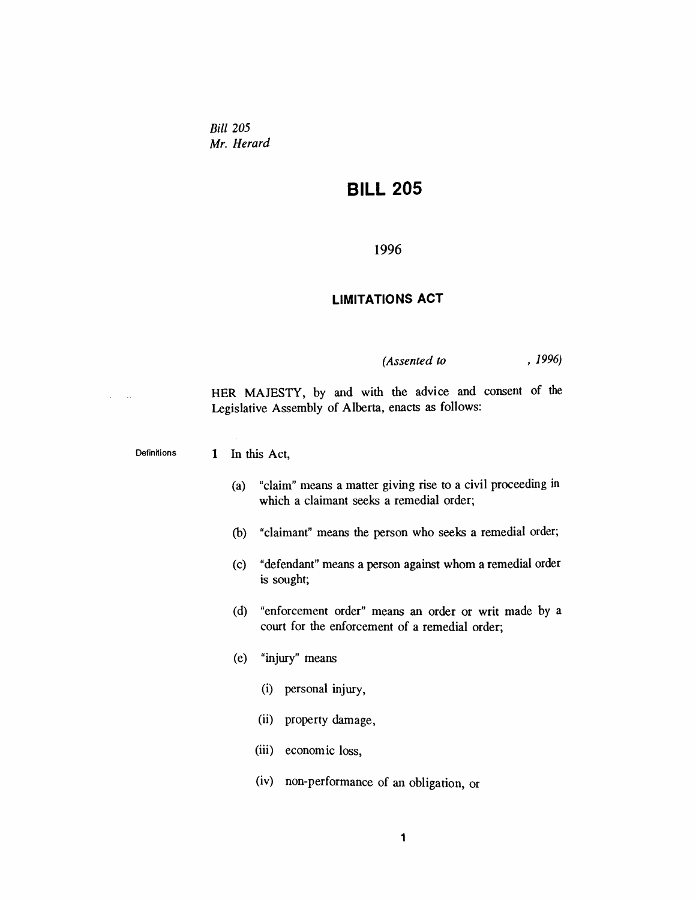*Bill 205*
*Mr. Herard*

# BILL 205

1996

## LIMITATIONS ACT

*(Assented to , 1996)*

HER MAJESTY, by and with the advice and consent of the Legislative Assembly of Alberta, enacts as follows:

Definitions

**1** In this Act,

(a) "claim" means a matter giving rise to a civil proceeding in which a claimant seeks a remedial order;

(b) "claimant" means the person who seeks a remedial order;

(c) "defendant" means a person against whom a remedial order is sought;

(d) "enforcement order" means an order or writ made by a court for the enforcement of a remedial order;

(e) "injury" means

(i) personal injury,

(ii) property damage,

(iii) economic loss,

(iv) non-performance of an obligation, or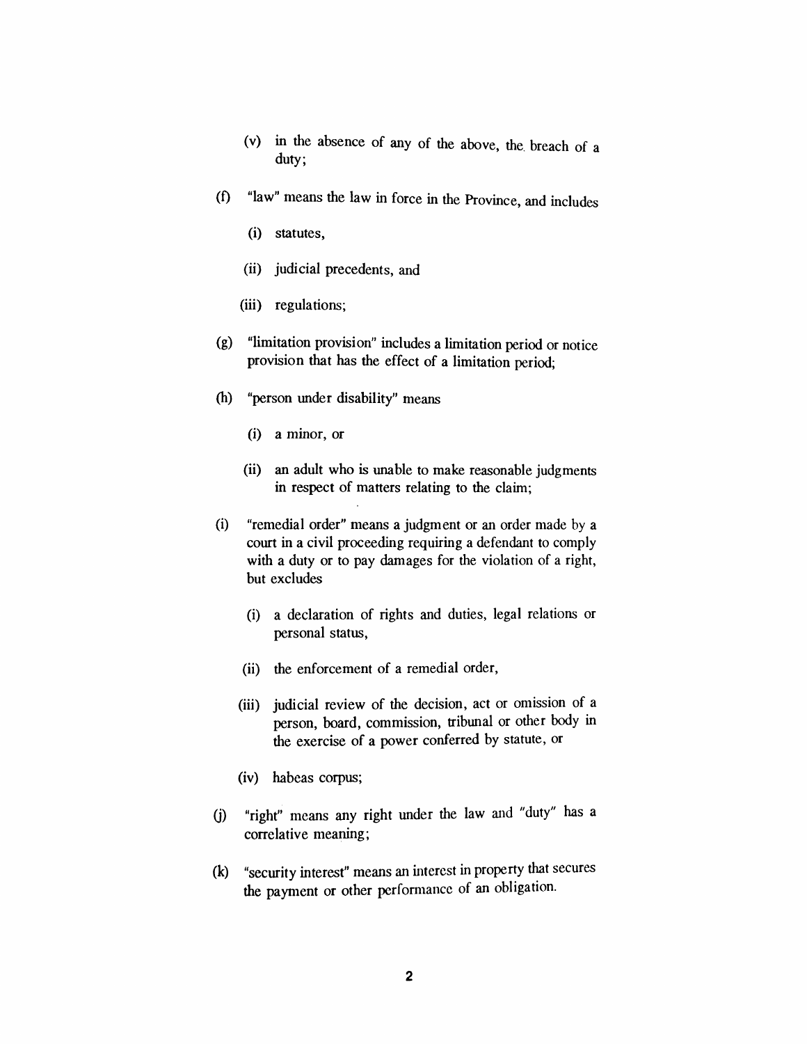(v) in the absence of any of the above, the breach of a duty;

(f) "law" means the law in force in the Province, and includes

(i) statutes,

(ii) judicial precedents, and

(iii) regulations;

(g) "limitation provision" includes a limitation period or notice provision that has the effect of a limitation period;

(h) "person under disability" means

(i) a minor, or

(ii) an adult who is unable to make reasonable judgments in respect of matters relating to the claim;

(i) "remedial order" means a judgment or an order made by a court in a civil proceeding requiring a defendant to comply with a duty or to pay damages for the violation of a right, but excludes

(i) a declaration of rights and duties, legal relations or personal status,

(ii) the enforcement of a remedial order,

(iii) judicial review of the decision, act or omission of a person, board, commission, tribunal or other body in the exercise of a power conferred by statute, or

(iv) habeas corpus;

(j) "right" means any right under the law and "duty" has a correlative meaning;

(k) "security interest" means an interest in property that secures the payment or other performance of an obligation.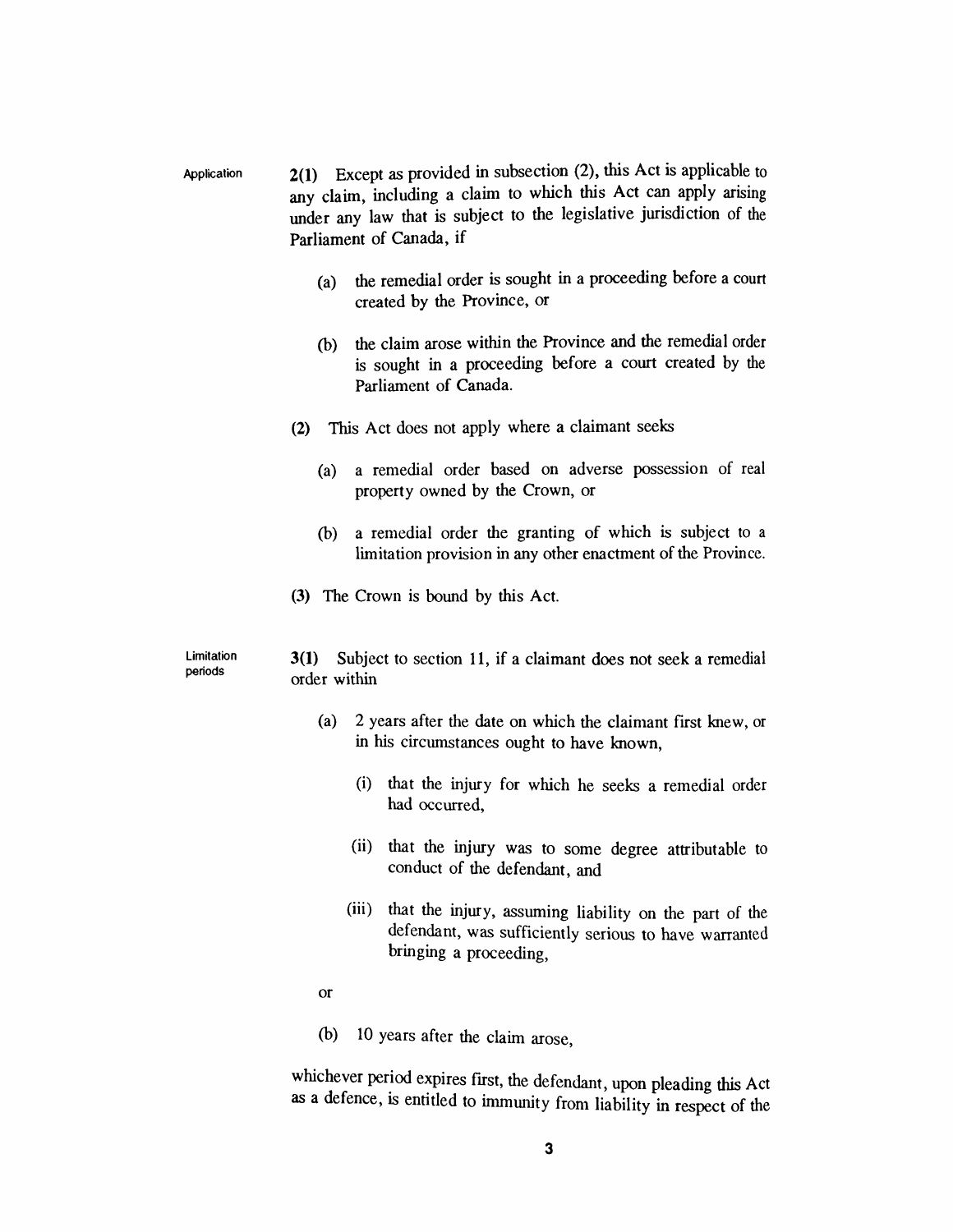Application

**2(1)** Except as provided in subsection (2), this Act is applicable to any claim, including a claim to which this Act can apply arising under any law that is subject to the legislative jurisdiction of the Parliament of Canada, if

(a) the remedial order is sought in a proceeding before a court created by the Province, or

(b) the claim arose within the Province and the remedial order is sought in a proceeding before a court created by the Parliament of Canada.

**(2)** This Act does not apply where a claimant seeks

(a) a remedial order based on adverse possession of real property owned by the Crown, or

(b) a remedial order the granting of which is subject to a limitation provision in any other enactment of the Province.

**(3)** The Crown is bound by this Act.

Limitation periods

**3(1)** Subject to section 11, if a claimant does not seek a remedial order within

(a) 2 years after the date on which the claimant first knew, or in his circumstances ought to have known,

(i) that the injury for which he seeks a remedial order had occurred,

(ii) that the injury was to some degree attributable to conduct of the defendant, and

(iii) that the injury, assuming liability on the part of the defendant, was sufficiently serious to have warranted bringing a proceeding,

or

(b) 10 years after the claim arose,

whichever period expires first, the defendant, upon pleading this Act as a defence, is entitled to immunity from liability in respect of the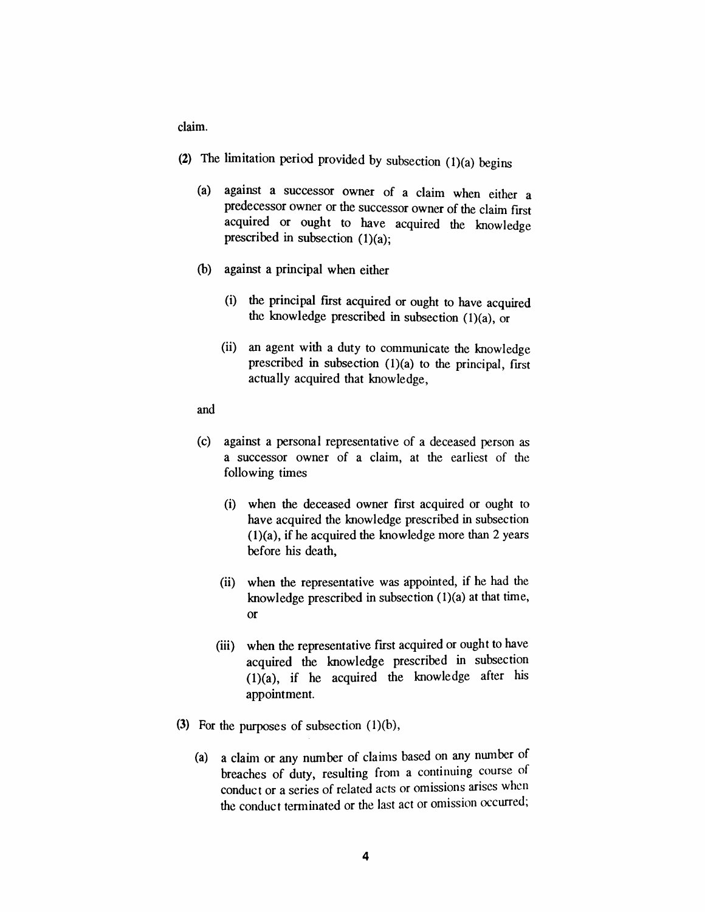claim.

**(2)** The limitation period provided by subsection (1)(a) begins

(a) against a successor owner of a claim when either a predecessor owner or the successor owner of the claim first acquired or ought to have acquired the knowledge prescribed in subsection (1)(a);

(b) against a principal when either

(i) the principal first acquired or ought to have acquired the knowledge prescribed in subsection (1)(a), or

(ii) an agent with a duty to communicate the knowledge prescribed in subsection (1)(a) to the principal, first actually acquired that knowledge,

and

(c) against a personal representative of a deceased person as a successor owner of a claim, at the earliest of the following times

(i) when the deceased owner first acquired or ought to have acquired the knowledge prescribed in subsection (1)(a), if he acquired the knowledge more than 2 years before his death,

(ii) when the representative was appointed, if he had the knowledge prescribed in subsection (1)(a) at that time, or

(iii) when the representative first acquired or ought to have acquired the knowledge prescribed in subsection (1)(a), if he acquired the knowledge after his appointment.

**(3)** For the purposes of subsection (1)(b),

(a) a claim or any number of claims based on any number of breaches of duty, resulting from a continuing course of conduct or a series of related acts or omissions arises when the conduct terminated or the last act or omission occurred;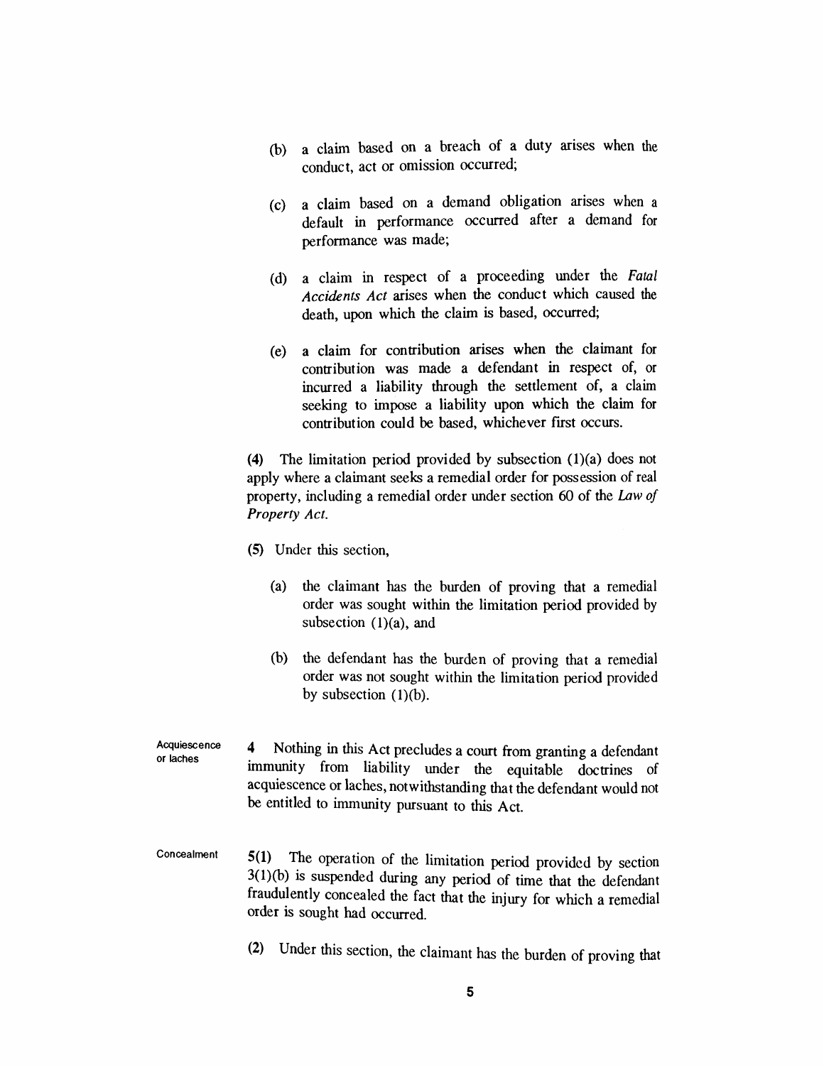(b) a claim based on a breach of a duty arises when the conduct, act or omission occurred;

(c) a claim based on a demand obligation arises when a default in performance occurred after a demand for performance was made;

(d) a claim in respect of a proceeding under the *Fatal Accidents Act* arises when the conduct which caused the death, upon which the claim is based, occurred;

(e) a claim for contribution arises when the claimant for contribution was made a defendant in respect of, or incurred a liability through the settlement of, a claim seeking to impose a liability upon which the claim for contribution could be based, whichever first occurs.

**(4)** The limitation period provided by subsection (1)(a) does not apply where a claimant seeks a remedial order for possession of real property, including a remedial order under section 60 of the *Law of Property Act*.

**(5)** Under this section,

(a) the claimant has the burden of proving that a remedial order was sought within the limitation period provided by subsection (1)(a), and

(b) the defendant has the burden of proving that a remedial order was not sought within the limitation period provided by subsection (1)(b).

Acquiescence or laches

**4** Nothing in this Act precludes a court from granting a defendant immunity from liability under the equitable doctrines of acquiescence or laches, notwithstanding that the defendant would not be entitled to immunity pursuant to this Act.

Concealment

**5(1)** The operation of the limitation period provided by section 3(1)(b) is suspended during any period of time that the defendant fraudulently concealed the fact that the injury for which a remedial order is sought had occurred.

**(2)** Under this section, the claimant has the burden of proving that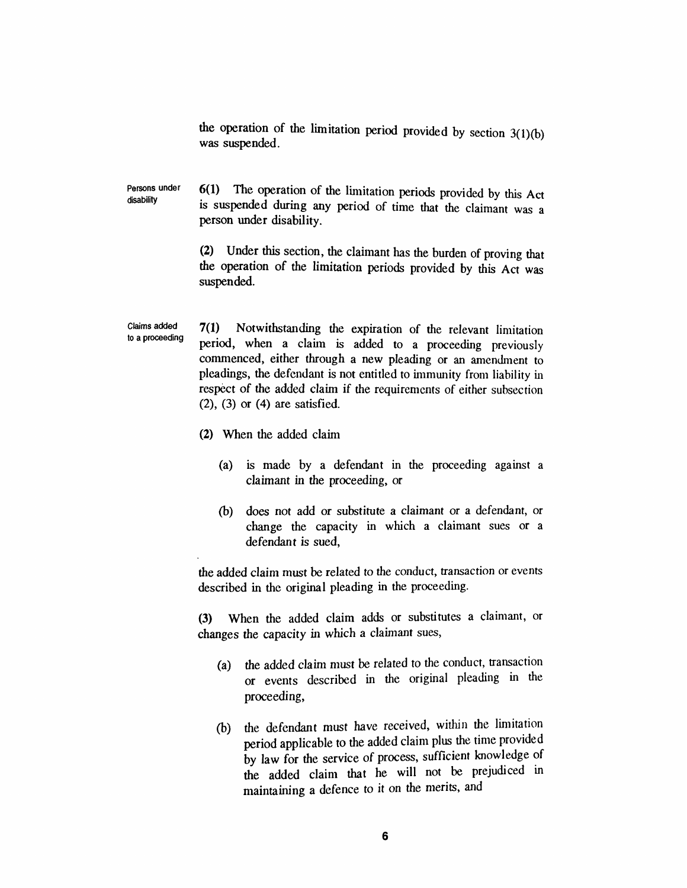the operation of the limitation period provided by section 3(1)(b) was suspended.

**Persons under disability**

**6(1)** The operation of the limitation periods provided by this Act is suspended during any period of time that the claimant was a person under disability.

**(2)** Under this section, the claimant has the burden of proving that the operation of the limitation periods provided by this Act was suspended.

**Claims added to a proceeding**

**7(1)** Notwithstanding the expiration of the relevant limitation period, when a claim is added to a proceeding previously commenced, either through a new pleading or an amendment to pleadings, the defendant is not entitled to immunity from liability in respect of the added claim if the requirements of either subsection (2), (3) or (4) are satisfied.

**(2)** When the added claim

- (a) is made by a defendant in the proceeding against a claimant in the proceeding, or
- (b) does not add or substitute a claimant or a defendant, or change the capacity in which a claimant sues or a defendant is sued,

the added claim must be related to the conduct, transaction or events described in the original pleading in the proceeding.

**(3)** When the added claim adds or substitutes a claimant, or changes the capacity in which a claimant sues,

- (a) the added claim must be related to the conduct, transaction or events described in the original pleading in the proceeding,
- (b) the defendant must have received, within the limitation period applicable to the added claim plus the time provided by law for the service of process, sufficient knowledge of the added claim that he will not be prejudiced in maintaining a defence to it on the merits, and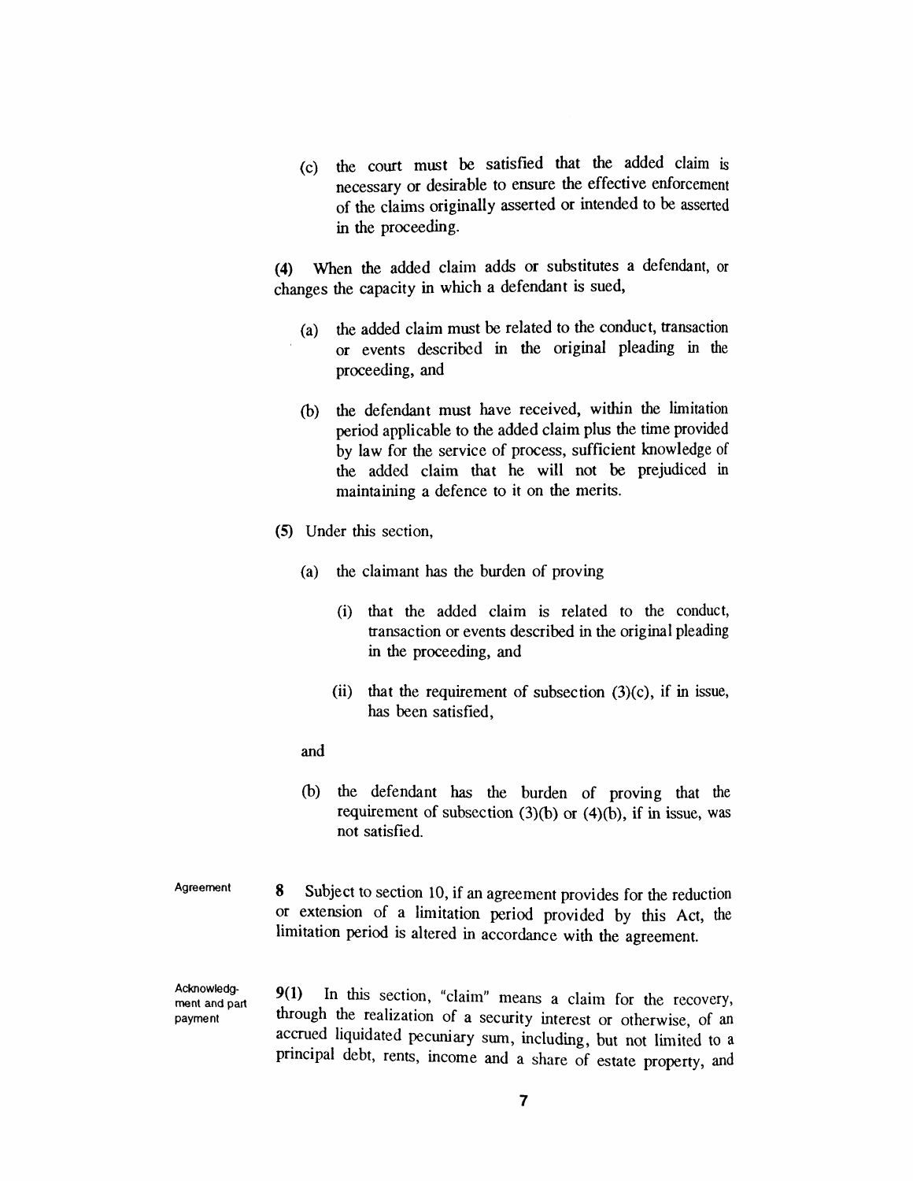(c) the court must be satisfied that the added claim is necessary or desirable to ensure the effective enforcement of the claims originally asserted or intended to be asserted in the proceeding.

**(4)** When the added claim adds or substitutes a defendant, or changes the capacity in which a defendant is sued,

(a) the added claim must be related to the conduct, transaction or events described in the original pleading in the proceeding, and

(b) the defendant must have received, within the limitation period applicable to the added claim plus the time provided by law for the service of process, sufficient knowledge of the added claim that he will not be prejudiced in maintaining a defence to it on the merits.

**(5)** Under this section,

(a) the claimant has the burden of proving

(i) that the added claim is related to the conduct, transaction or events described in the original pleading in the proceeding, and

(ii) that the requirement of subsection (3)(c), if in issue, has been satisfied,

and

(b) the defendant has the burden of proving that the requirement of subsection (3)(b) or (4)(b), if in issue, was not satisfied.

Agreement

**8** Subject to section 10, if an agreement provides for the reduction or extension of a limitation period provided by this Act, the limitation period is altered in accordance with the agreement.

Acknowledgment and part payment

**9(1)** In this section, "claim" means a claim for the recovery, through the realization of a security interest or otherwise, of an accrued liquidated pecuniary sum, including, but not limited to a principal debt, rents, income and a share of estate property, and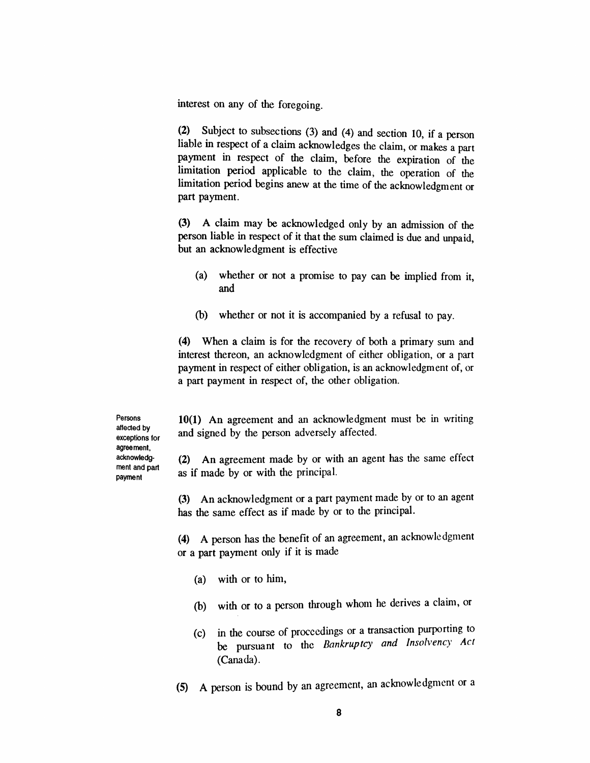interest on any of the foregoing.

(2) Subject to subsections (3) and (4) and section 10, if a person liable in respect of a claim acknowledges the claim, or makes a part payment in respect of the claim, before the expiration of the limitation period applicable to the claim, the operation of the limitation period begins anew at the time of the acknowledgment or part payment.

(3) A claim may be acknowledged only by an admission of the person liable in respect of it that the sum claimed is due and unpaid, but an acknowledgment is effective

- (a) whether or not a promise to pay can be implied from it, and
- (b) whether or not it is accompanied by a refusal to pay.

(4) When a claim is for the recovery of both a primary sum and interest thereon, an acknowledgment of either obligation, or a part payment in respect of either obligation, is an acknowledgment of, or a part payment in respect of, the other obligation.

**Persons affected by exceptions for agreement, acknowledgment and part payment**

**10(1)** An agreement and an acknowledgment must be in writing and signed by the person adversely affected.

(2) An agreement made by or with an agent has the same effect as if made by or with the principal.

(3) An acknowledgment or a part payment made by or to an agent has the same effect as if made by or to the principal.

(4) A person has the benefit of an agreement, an acknowledgment or a part payment only if it is made

- (a) with or to him,
- (b) with or to a person through whom he derives a claim, or
- (c) in the course of proceedings or a transaction purporting to be pursuant to the *Bankruptcy and Insolvency Act* (Canada).

(5) A person is bound by an agreement, an acknowledgment or a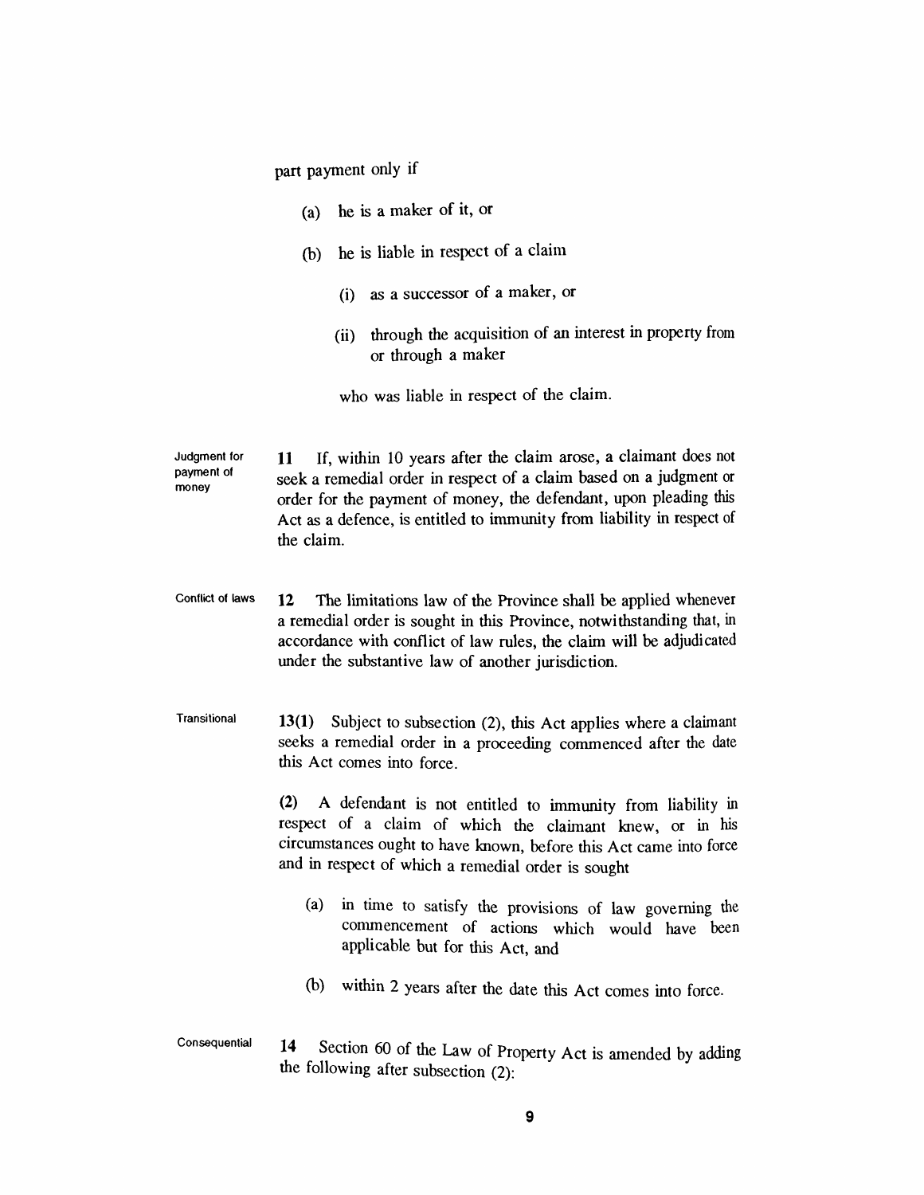part payment only if

(a) he is a maker of it, or

(b) he is liable in respect of a claim

(i) as a successor of a maker, or

(ii) through the acquisition of an interest in property from or through a maker

who was liable in respect of the claim.

Judgment for payment of money

**11** If, within 10 years after the claim arose, a claimant does not seek a remedial order in respect of a claim based on a judgment or order for the payment of money, the defendant, upon pleading this Act as a defence, is entitled to immunity from liability in respect of the claim.

Conflict of laws

**12** The limitations law of the Province shall be applied whenever a remedial order is sought in this Province, notwithstanding that, in accordance with conflict of law rules, the claim will be adjudicated under the substantive law of another jurisdiction.

Transitional

**13(1)** Subject to subsection (2), this Act applies where a claimant seeks a remedial order in a proceeding commenced after the date this Act comes into force.

**(2)** A defendant is not entitled to immunity from liability in respect of a claim of which the claimant knew, or in his circumstances ought to have known, before this Act came into force and in respect of which a remedial order is sought

(a) in time to satisfy the provisions of law governing the commencement of actions which would have been applicable but for this Act, and

(b) within 2 years after the date this Act comes into force.

Consequential

**14** Section 60 of the Law of Property Act is amended by adding the following after subsection (2):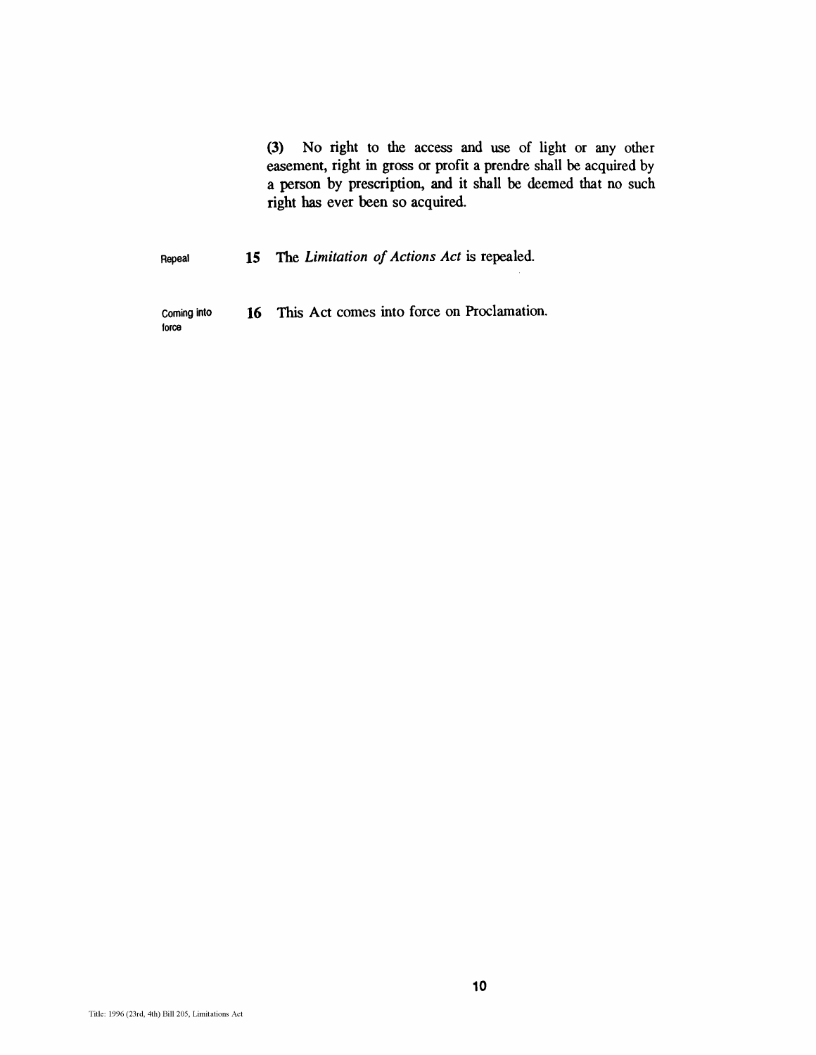(3) No right to the access and use of light or any other easement, right in gross or profit a prendre shall be acquired by a person by prescription, and it shall be deemed that no such right has ever been so acquired.

Repeal

**15** The *Limitation of Actions Act* is repealed.

Coming into force

**16** This Act comes into force on Proclamation.